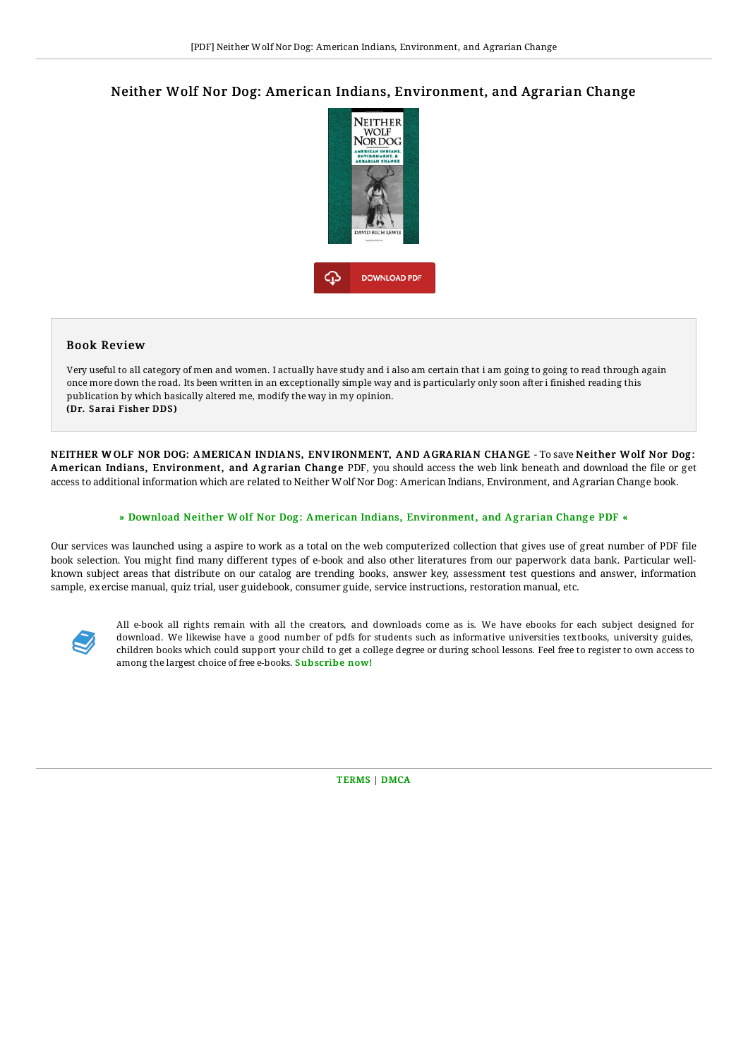# Neither Wolf Nor Dog: American Indians, Environment, and Agrarian Change

DOWNLOAD PDF

## Book Review

Very useful to all category of men and women. I actually have study and i also am certain that i am going to going to read through again once more down the road. Its been written in an exceptionally simple way and is particularly only soon after i finished reading this publication by which basically altered me, modify the way in my opinion.
**(Dr. Sarai Fisher DDS)**

**NEITHER WOLF NOR DOG: AMERICAN INDIANS, ENVIRONMENT, AND AGRARIAN CHANGE** - To save **Neither Wolf Nor Dog: American Indians, Environment, and Agrarian Change** PDF, you should access the web link beneath and download the file or get access to additional information which are related to Neither Wolf Nor Dog: American Indians, Environment, and Agrarian Change book.

**» Download Neither Wolf Nor Dog: American Indians, Environment, and Agrarian Change PDF «**

Our services was launched using a aspire to work as a total on the web computerized collection that gives use of great number of PDF file book selection. You might find many different types of e-book and also other literatures from our paperwork data bank. Particular well-known subject areas that distribute on our catalog are trending books, answer key, assessment test questions and answer, information sample, exercise manual, quiz trial, user guidebook, consumer guide, service instructions, restoration manual, etc.

All e-book all rights remain with all the creators, and downloads come as is. We have ebooks for each subject designed for download. We likewise have a good number of pdfs for students such as informative universities textbooks, university guides, children books which could support your child to get a college degree or during school lessons. Feel free to register to own access to among the largest choice of free e-books. **Subscribe now!**

TERMS | DMCA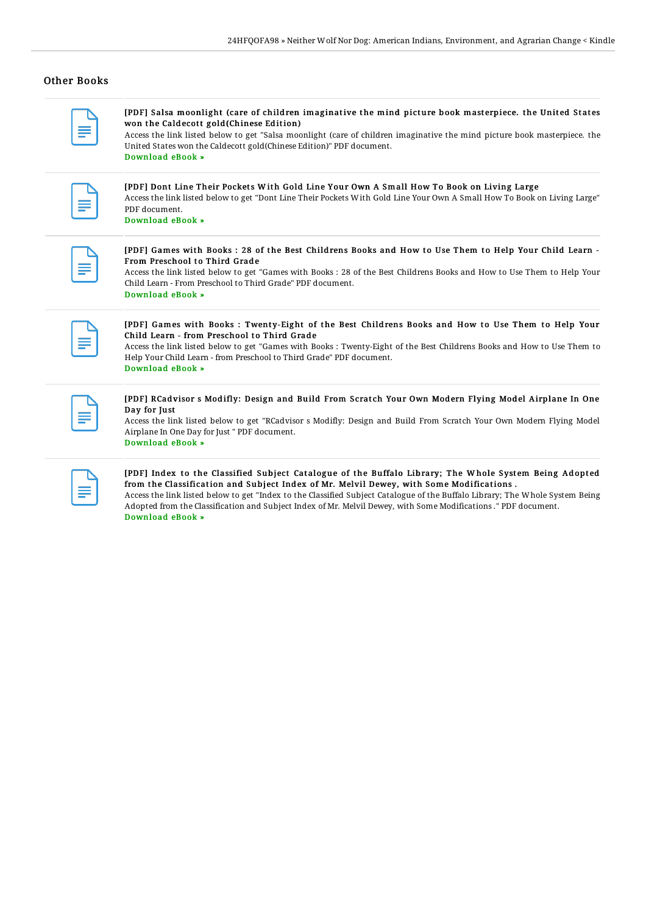## Other Books

**[PDF] Salsa moonlight (care of children imaginative the mind picture book masterpiece. the United States won the Caldecott gold(Chinese Edition)**
Access the link listed below to get "Salsa moonlight (care of children imaginative the mind picture book masterpiece. the United States won the Caldecott gold(Chinese Edition)" PDF document.
Download eBook »

**[PDF] Dont Line Their Pockets With Gold Line Your Own A Small How To Book on Living Large**
Access the link listed below to get "Dont Line Their Pockets With Gold Line Your Own A Small How To Book on Living Large" PDF document.
Download eBook »

**[PDF] Games with Books : 28 of the Best Childrens Books and How to Use Them to Help Your Child Learn - From Preschool to Third Grade**
Access the link listed below to get "Games with Books : 28 of the Best Childrens Books and How to Use Them to Help Your Child Learn - From Preschool to Third Grade" PDF document.
Download eBook »

**[PDF] Games with Books : Twenty-Eight of the Best Childrens Books and How to Use Them to Help Your Child Learn - from Preschool to Third Grade**
Access the link listed below to get "Games with Books : Twenty-Eight of the Best Childrens Books and How to Use Them to Help Your Child Learn - from Preschool to Third Grade" PDF document.
Download eBook »

**[PDF] RCadvisor s Modifly: Design and Build From Scratch Your Own Modern Flying Model Airplane In One Day for Just**
Access the link listed below to get "RCadvisor s Modifly: Design and Build From Scratch Your Own Modern Flying Model Airplane In One Day for Just " PDF document.
Download eBook »

**[PDF] Index to the Classified Subject Catalogue of the Buffalo Library; The Whole System Being Adopted from the Classification and Subject Index of Mr. Melvil Dewey, with Some Modifications .**
Access the link listed below to get "Index to the Classified Subject Catalogue of the Buffalo Library; The Whole System Being Adopted from the Classification and Subject Index of Mr. Melvil Dewey, with Some Modifications ." PDF document.
Download eBook »